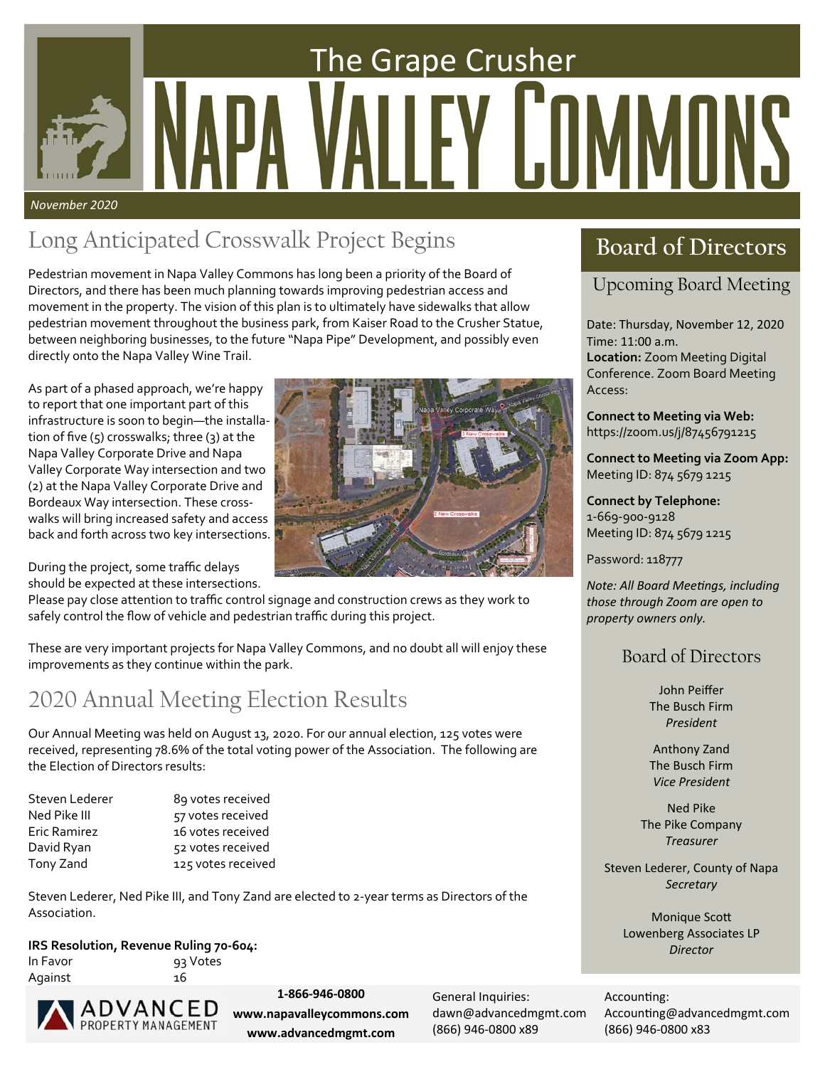# The Grape Crusher
# Napa Valley Commons

*November 2020*

## Long Anticipated Crosswalk Project Begins

Pedestrian movement in Napa Valley Commons has long been a priority of the Board of Directors, and there has been much planning towards improving pedestrian access and movement in the property. The vision of this plan is to ultimately have sidewalks that allow pedestrian movement throughout the business park, from Kaiser Road to the Crusher Statue, between neighboring businesses, to the future "Napa Pipe" Development, and possibly even directly onto the Napa Valley Wine Trail.

As part of a phased approach, we're happy to report that one important part of this infrastructure is soon to begin—the installation of five (5) crosswalks; three (3) at the Napa Valley Corporate Drive and Napa Valley Corporate Way intersection and two (2) at the Napa Valley Corporate Drive and Bordeaux Way intersection. These crosswalks will bring increased safety and access back and forth across two key intersections.

During the project, some traffic delays should be expected at these intersections. Please pay close attention to traffic control signage and construction crews as they work to safely control the flow of vehicle and pedestrian traffic during this project.

These are very important projects for Napa Valley Commons, and no doubt all will enjoy these improvements as they continue within the park.

## 2020 Annual Meeting Election Results

Our Annual Meeting was held on August 13, 2020. For our annual election, 125 votes were received, representing 78.6% of the total voting power of the Association. The following are the Election of Directors results:

| | |
|---|---|
| Steven Lederer | 89 votes received |
| Ned Pike III | 57 votes received |
| Eric Ramirez | 16 votes received |
| David Ryan | 52 votes received |
| Tony Zand | 125 votes received |

Steven Lederer, Ned Pike III, and Tony Zand are elected to 2-year terms as Directors of the Association.

**IRS Resolution, Revenue Ruling 70-604:**

| | |
|---|---|
| In Favor | 93 Votes |
| Against | 16 |

## Board of Directors

### Upcoming Board Meeting

Date: Thursday, November 12, 2020
Time: 11:00 a.m.
**Location:** Zoom Meeting Digital Conference. Zoom Board Meeting Access:

**Connect to Meeting via Web:**
https://zoom.us/j/87456791215

**Connect to Meeting via Zoom App:**
Meeting ID: 874 5679 1215

**Connect by Telephone:**
1-669-900-9128
Meeting ID: 874 5679 1215

Password: 118777

*Note: All Board Meetings, including those through Zoom are open to property owners only.*

### Board of Directors

John Peiffer
The Busch Firm
*President*

Anthony Zand
The Busch Firm
*Vice President*

Ned Pike
The Pike Company
*Treasurer*

Steven Lederer, County of Napa
*Secretary*

Monique Scott
Lowenberg Associates LP
*Director*

ADVANCED PROPERTY MANAGEMENT

**1-866-946-0800**
**www.napavalleycommons.com**
**www.advancedmgmt.com**

General Inquiries:
dawn@advancedmgmt.com
(866) 946-0800 x89

Accounting:
Accounting@advancedmgmt.com
(866) 946-0800 x83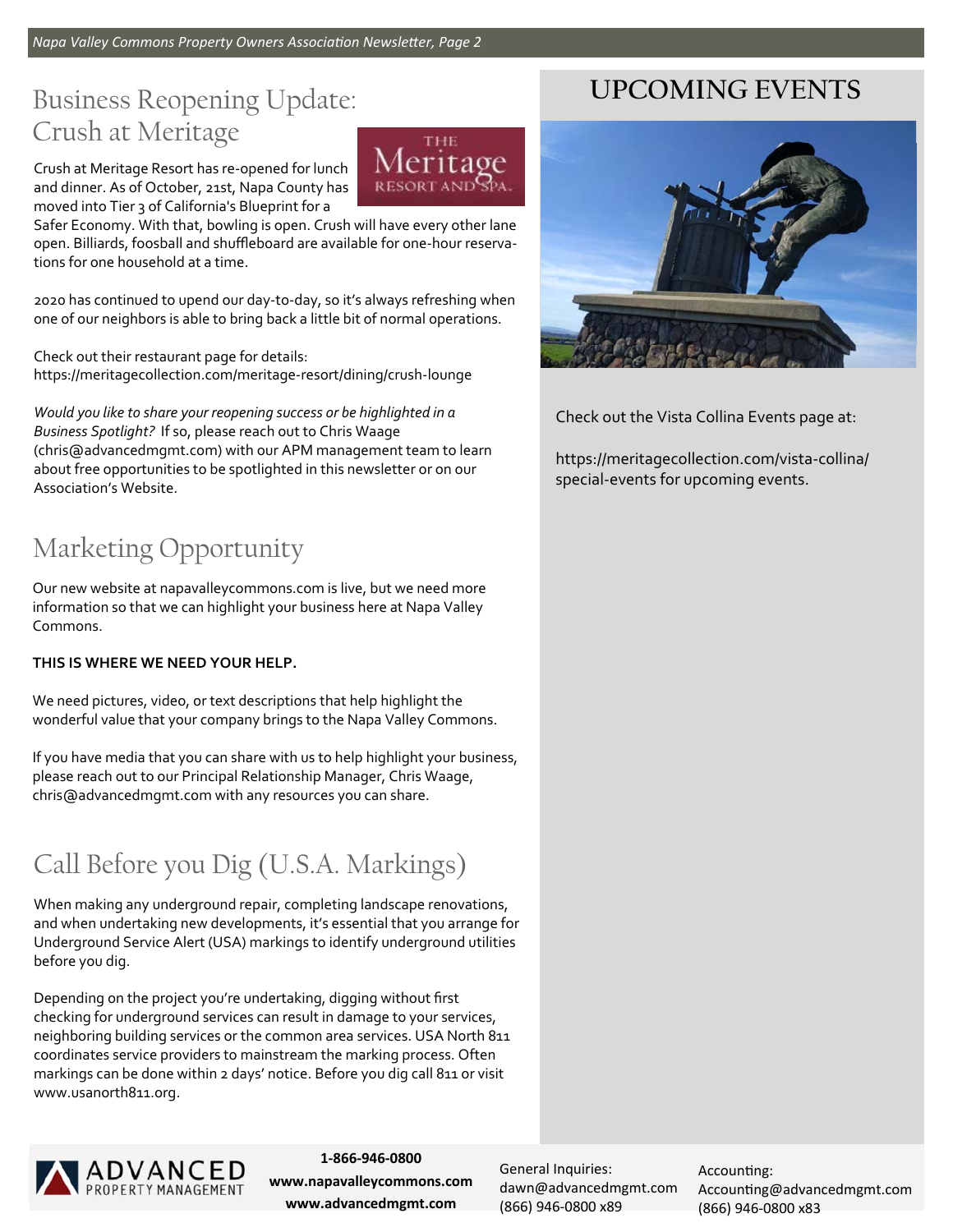## Business Reopening Update: Crush at Meritage

Crush at Meritage Resort has re-opened for lunch and dinner. As of October, 21st, Napa County has moved into Tier 3 of California's Blueprint for a Safer Economy. With that, bowling is open. Crush will have every other lane open. Billiards, foosball and shuffleboard are available for one-hour reservations for one household at a time.

2020 has continued to upend our day-to-day, so it's always refreshing when one of our neighbors is able to bring back a little bit of normal operations.

Check out their restaurant page for details:
https://meritagecollection.com/meritage-resort/dining/crush-lounge

*Would you like to share your reopening success or be highlighted in a Business Spotlight?* If so, please reach out to Chris Waage (chris@advancedmgmt.com) with our APM management team to learn about free opportunities to be spotlighted in this newsletter or on our Association's Website.

## Marketing Opportunity

Our new website at napavalleycommons.com is live, but we need more information so that we can highlight your business here at Napa Valley Commons.

**THIS IS WHERE WE NEED YOUR HELP.**

We need pictures, video, or text descriptions that help highlight the wonderful value that your company brings to the Napa Valley Commons.

If you have media that you can share with us to help highlight your business, please reach out to our Principal Relationship Manager, Chris Waage, chris@advancedmgmt.com with any resources you can share.

## Call Before you Dig (U.S.A. Markings)

When making any underground repair, completing landscape renovations, and when undertaking new developments, it's essential that you arrange for Underground Service Alert (USA) markings to identify underground utilities before you dig.

Depending on the project you're undertaking, digging without first checking for underground services can result in damage to your services, neighboring building services or the common area services. USA North 811 coordinates service providers to mainstream the marking process. Often markings can be done within 2 days' notice. Before you dig call 811 or visit www.usanorth811.org.

## UPCOMING EVENTS

Check out the Vista Collina Events page at:

https://meritagecollection.com/vista-collina/special-events for upcoming events.

ADVANCED PROPERTY MANAGEMENT

**1-866-946-0800**
**www.napavalleycommons.com**
**www.advancedmgmt.com**

General Inquiries:
dawn@advancedmgmt.com
(866) 946-0800 x89

Accounting:
Accounting@advancedmgmt.com
(866) 946-0800 x83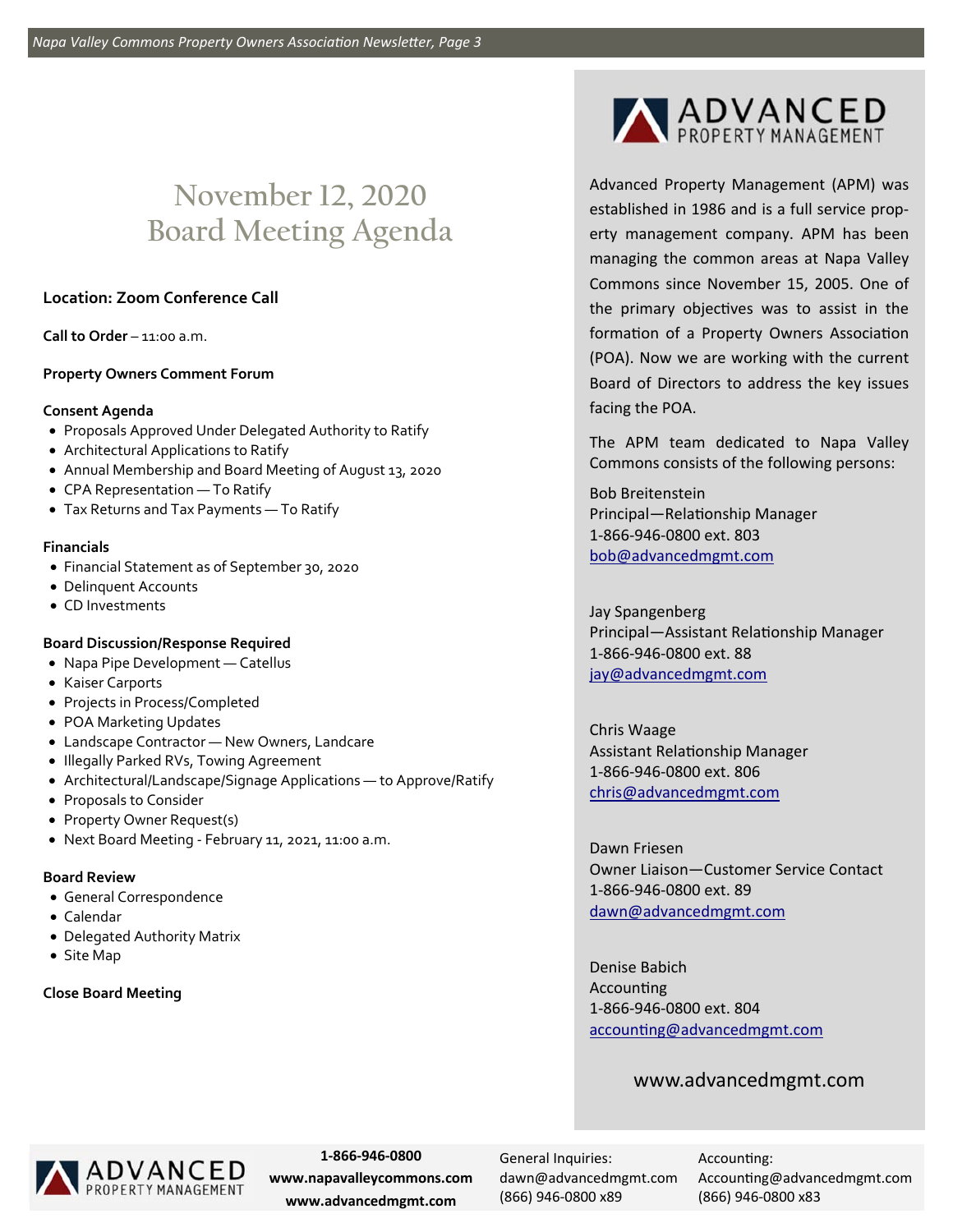# November 12, 2020
# Board Meeting Agenda

**Location: Zoom Conference Call**

**Call to Order** – 11:00 a.m.

**Property Owners Comment Forum**

**Consent Agenda**

- Proposals Approved Under Delegated Authority to Ratify
- Architectural Applications to Ratify
- Annual Membership and Board Meeting of August 13, 2020
- CPA Representation — To Ratify
- Tax Returns and Tax Payments — To Ratify

**Financials**

- Financial Statement as of September 30, 2020
- Delinquent Accounts
- CD Investments

**Board Discussion/Response Required**

- Napa Pipe Development — Catellus
- Kaiser Carports
- Projects in Process/Completed
- POA Marketing Updates
- Landscape Contractor — New Owners, Landcare
- Illegally Parked RVs, Towing Agreement
- Architectural/Landscape/Signage Applications — to Approve/Ratify
- Proposals to Consider
- Property Owner Request(s)
- Next Board Meeting - February 11, 2021, 11:00 a.m.

**Board Review**

- General Correspondence
- Calendar
- Delegated Authority Matrix
- Site Map

**Close Board Meeting**

ADVANCED PROPERTY MANAGEMENT

Advanced Property Management (APM) was established in 1986 and is a full service property management company. APM has been managing the common areas at Napa Valley Commons since November 15, 2005. One of the primary objectives was to assist in the formation of a Property Owners Association (POA). Now we are working with the current Board of Directors to address the key issues facing the POA.

The APM team dedicated to Napa Valley Commons consists of the following persons:

Bob Breitenstein
Principal—Relationship Manager
1-866-946-0800 ext. 803
bob@advancedmgmt.com

Jay Spangenberg
Principal—Assistant Relationship Manager
1-866-946-0800 ext. 88
jay@advancedmgmt.com

Chris Waage
Assistant Relationship Manager
1-866-946-0800 ext. 806
chris@advancedmgmt.com

Dawn Friesen
Owner Liaison—Customer Service Contact
1-866-946-0800 ext. 89
dawn@advancedmgmt.com

Denise Babich
Accounting
1-866-946-0800 ext. 804
accounting@advancedmgmt.com

www.advancedmgmt.com

ADVANCED PROPERTY MANAGEMENT

**1-866-946-0800**
**www.napavalleycommons.com**
**www.advancedmgmt.com**

General Inquiries:
dawn@advancedmgmt.com
(866) 946-0800 x89

Accounting:
Accounting@advancedmgmt.com
(866) 946-0800 x83